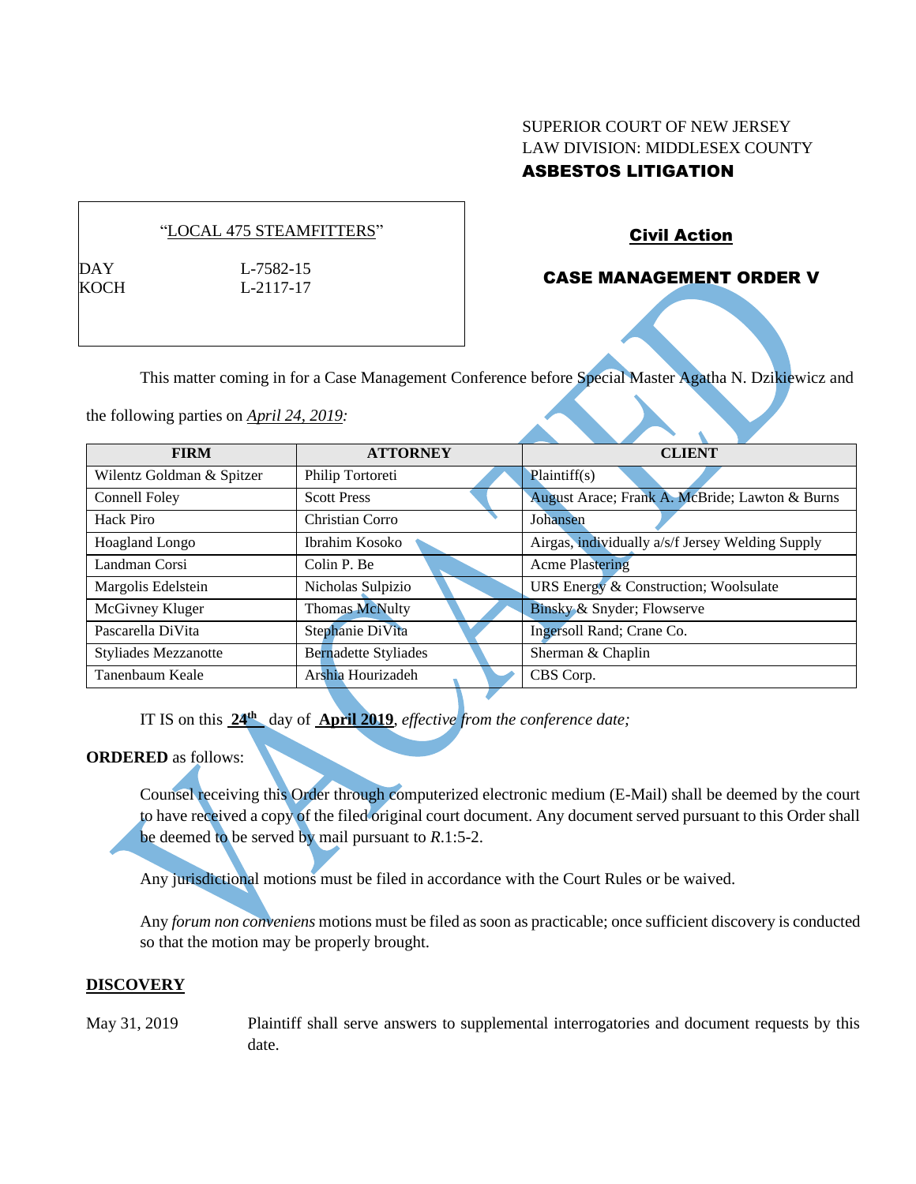SUPERIOR COURT OF NEW JERSEY
LAW DIVISION: MIDDLESEX COUNTY
**ASBESTOS LITIGATION**

"LOCAL 475 STEAMFITTERS"

DAY L-7582-15
KOCH L-2117-17

**Civil Action**

**CASE MANAGEMENT ORDER V**

VACATED

This matter coming in for a Case Management Conference before Special Master Agatha N. Dzikiewicz and the following parties on *April 24, 2019*:

| FIRM | ATTORNEY | CLIENT |
|---|---|---|
| Wilentz Goldman & Spitzer | Philip Tortoreti | Plaintiff(s) |
| Connell Foley | Scott Press | August Arace; Frank A. McBride; Lawton & Burns |
| Hack Piro | Christian Corro | Johansen |
| Hoagland Longo | Ibrahim Kosoko | Airgas, individually a/s/f Jersey Welding Supply |
| Landman Corsi | Colin P. Be | Acme Plastering |
| Margolis Edelstein | Nicholas Sulpizio | URS Energy & Construction; Woolsulate |
| McGivney Kluger | Thomas McNulty | Binsky & Snyder; Flowserve |
| Pascarella DiVita | Stephanie DiVita | Ingersoll Rand; Crane Co. |
| Styliades Mezzanotte | Bernadette Styliades | Sherman & Chaplin |
| Tanenbaum Keale | Arshia Hourizadeh | CBS Corp. |

IT IS on this **24th** day of **April 2019**, *effective from the conference date;*

**ORDERED** as follows:

Counsel receiving this Order through computerized electronic medium (E-Mail) shall be deemed by the court to have received a copy of the filed original court document. Any document served pursuant to this Order shall be deemed to be served by mail pursuant to *R*.1:5-2.

Any jurisdictional motions must be filed in accordance with the Court Rules or be waived.

Any *forum non conveniens* motions must be filed as soon as practicable; once sufficient discovery is conducted so that the motion may be properly brought.

## DISCOVERY

May 31, 2019 Plaintiff shall serve answers to supplemental interrogatories and document requests by this date.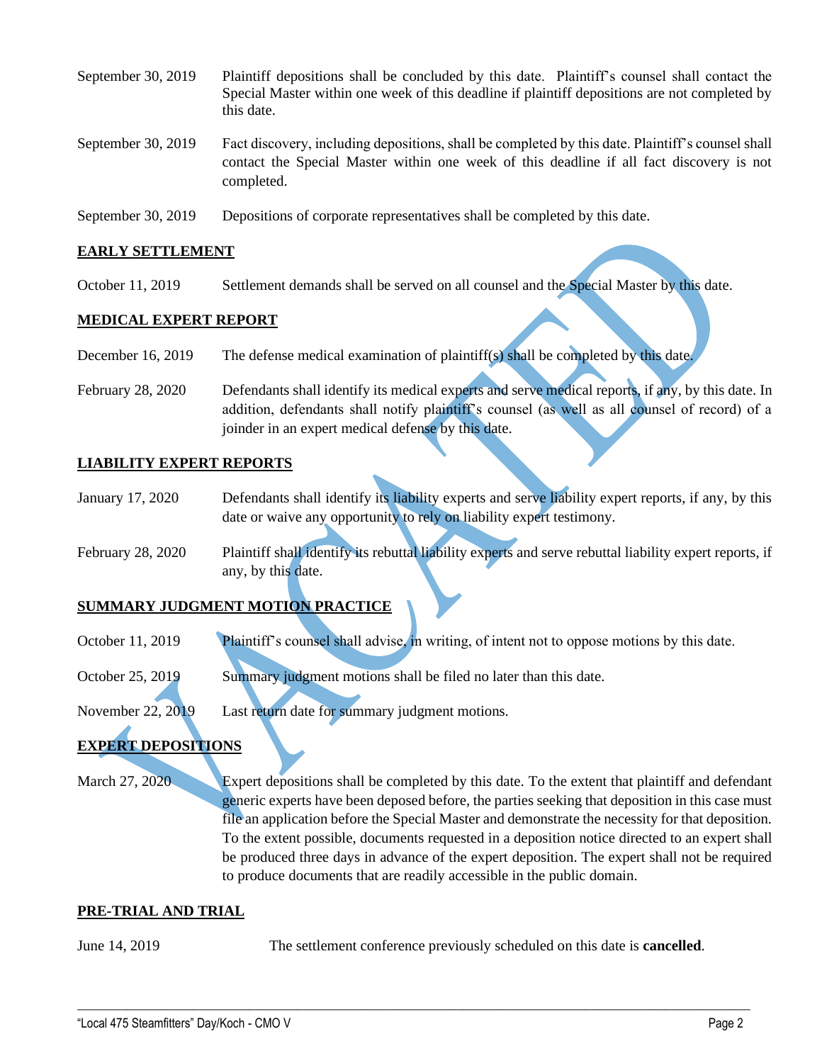| | |
|---|---|
| September 30, 2019 | Plaintiff depositions shall be concluded by this date. Plaintiff's counsel shall contact the Special Master within one week of this deadline if plaintiff depositions are not completed by this date. |
| September 30, 2019 | Fact discovery, including depositions, shall be completed by this date. Plaintiff's counsel shall contact the Special Master within one week of this deadline if all fact discovery is not completed. |
| September 30, 2019 | Depositions of corporate representatives shall be completed by this date. |

## EARLY SETTLEMENT

| | |
|---|---|
| October 11, 2019 | Settlement demands shall be served on all counsel and the Special Master by this date. |

## MEDICAL EXPERT REPORT

| | |
|---|---|
| December 16, 2019 | The defense medical examination of plaintiff(s) shall be completed by this date. |
| February 28, 2020 | Defendants shall identify its medical experts and serve medical reports, if any, by this date. In addition, defendants shall notify plaintiff's counsel (as well as all counsel of record) of a joinder in an expert medical defense by this date. |

## LIABILITY EXPERT REPORTS

| | |
|---|---|
| January 17, 2020 | Defendants shall identify its liability experts and serve liability expert reports, if any, by this date or waive any opportunity to rely on liability expert testimony. |
| February 28, 2020 | Plaintiff shall identify its rebuttal liability experts and serve rebuttal liability expert reports, if any, by this date. |

## SUMMARY JUDGMENT MOTION PRACTICE

| | |
|---|---|
| October 11, 2019 | Plaintiff's counsel shall advise, in writing, of intent not to oppose motions by this date. |
| October 25, 2019 | Summary judgment motions shall be filed no later than this date. |
| November 22, 2019 | Last return date for summary judgment motions. |

## EXPERT DEPOSITIONS

| | |
|---|---|
| March 27, 2020 | Expert depositions shall be completed by this date. To the extent that plaintiff and defendant generic experts have been deposed before, the parties seeking that deposition in this case must file an application before the Special Master and demonstrate the necessity for that deposition. To the extent possible, documents requested in a deposition notice directed to an expert shall be produced three days in advance of the expert deposition. The expert shall not be required to produce documents that are readily accessible in the public domain. |

## PRE-TRIAL AND TRIAL

| | |
|---|---|
| June 14, 2019 | The settlement conference previously scheduled on this date is **cancelled**. |

VACATED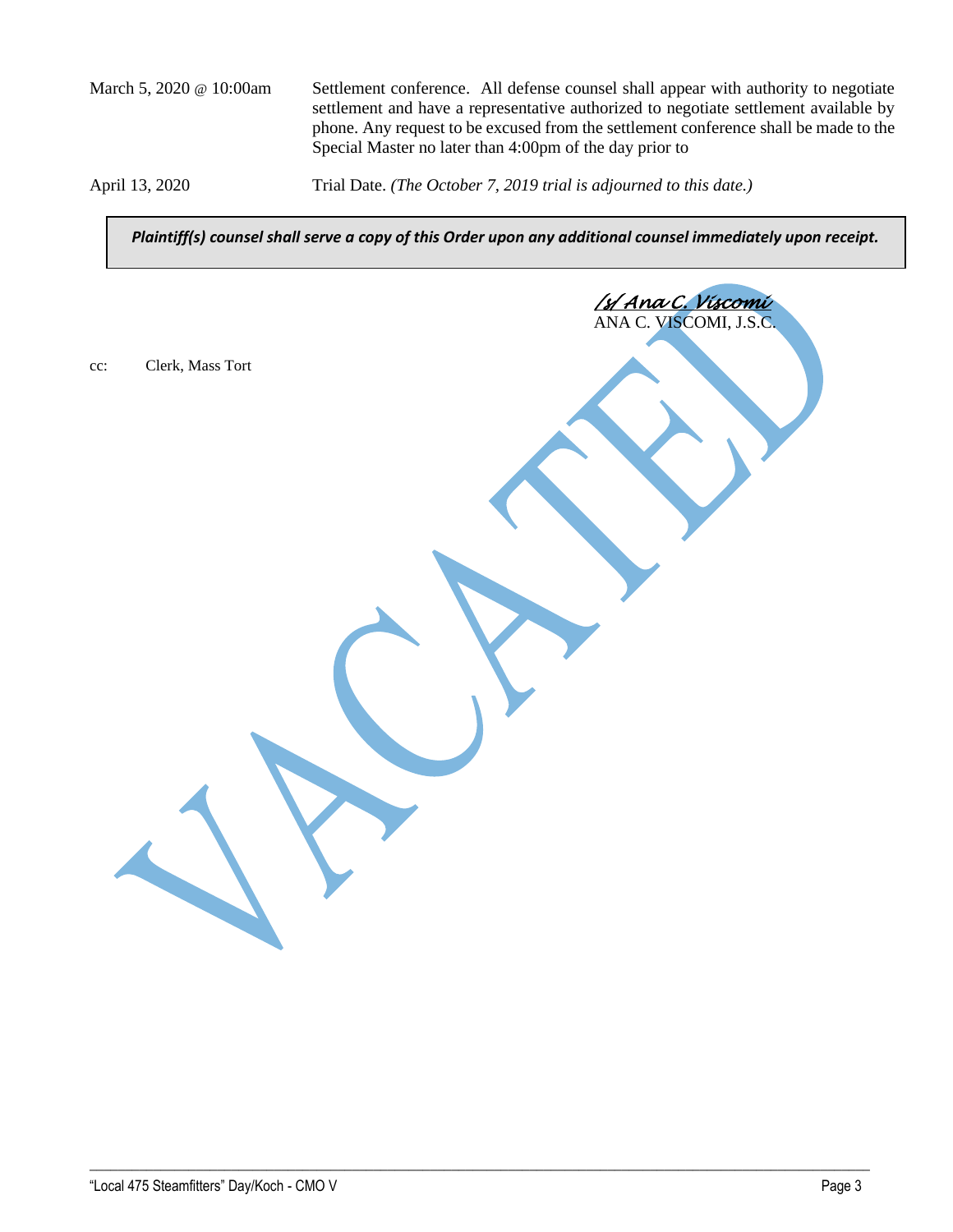| | |
|---|---|
| March 5, 2020 @ 10:00am | Settlement conference. All defense counsel shall appear with authority to negotiate settlement and have a representative authorized to negotiate settlement available by phone. Any request to be excused from the settlement conference shall be made to the Special Master no later than 4:00pm of the day prior to |
| April 13, 2020 | Trial Date. *(The October 7, 2019 trial is adjourned to this date.)* |

***Plaintiff(s) counsel shall serve a copy of this Order upon any additional counsel immediately upon receipt.***

/s/ Ana C. Viscomi
ANA C. VISCOMI, J.S.C.

cc: Clerk, Mass Tort

VACATED